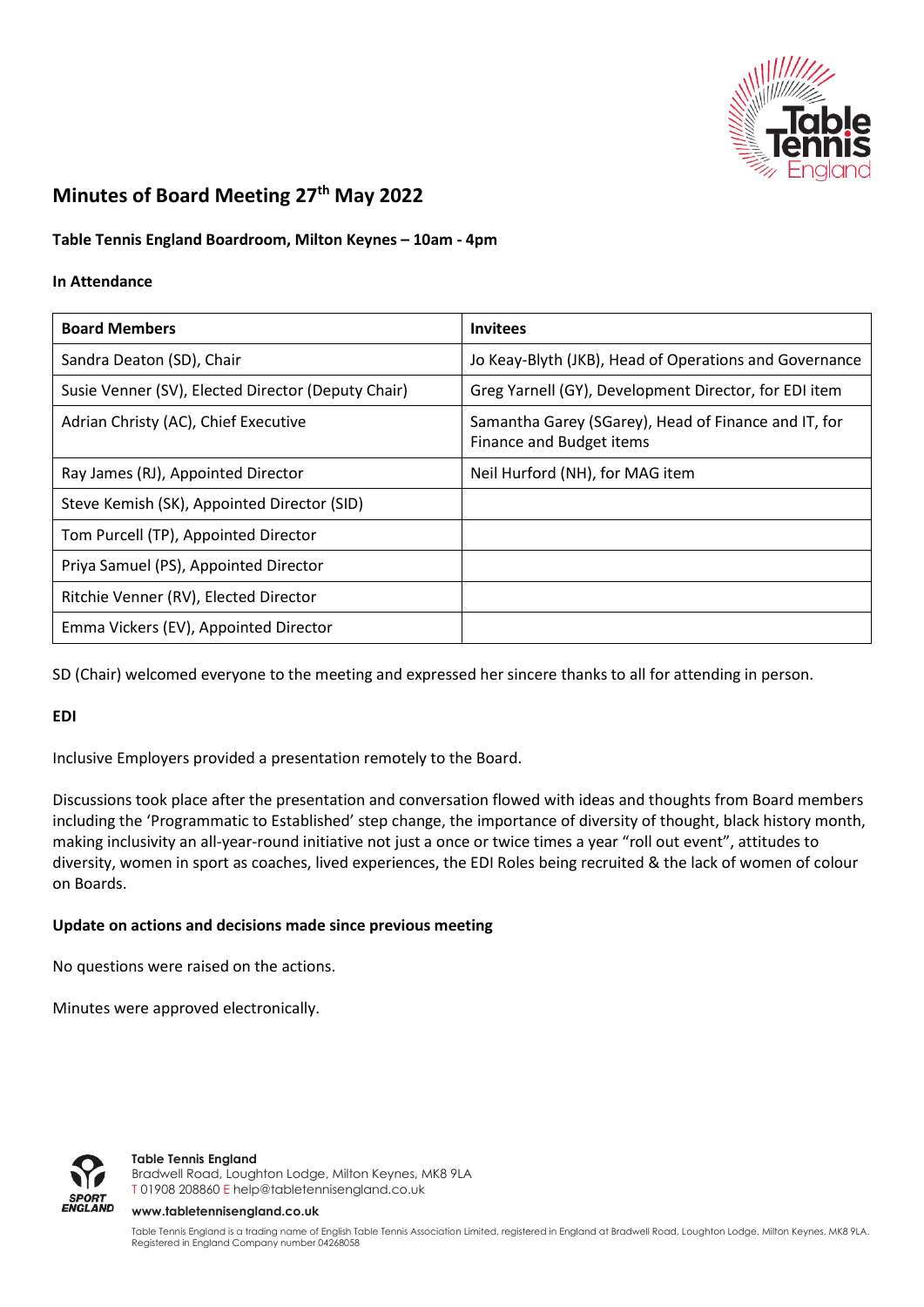# Minutes of Board Meeting 27th May 2022

**Table Tennis England Boardroom, Milton Keynes – 10am - 4pm**

**In Attendance**

| **Board Members** | **Invitees** |
|---|---|
| Sandra Deaton (SD), Chair | Jo Keay-Blyth (JKB), Head of Operations and Governance |
| Susie Venner (SV), Elected Director (Deputy Chair) | Greg Yarnell (GY), Development Director, for EDI item |
| Adrian Christy (AC), Chief Executive | Samantha Garey (SGarey), Head of Finance and IT, for Finance and Budget items |
| Ray James (RJ), Appointed Director | Neil Hurford (NH), for MAG item |
| Steve Kemish (SK), Appointed Director (SID) | |
| Tom Purcell (TP), Appointed Director | |
| Priya Samuel (PS), Appointed Director | |
| Ritchie Venner (RV), Elected Director | |
| Emma Vickers (EV), Appointed Director | |

SD (Chair) welcomed everyone to the meeting and expressed her sincere thanks to all for attending in person.

**EDI**

Inclusive Employers provided a presentation remotely to the Board.

Discussions took place after the presentation and conversation flowed with ideas and thoughts from Board members including the 'Programmatic to Established' step change, the importance of diversity of thought, black history month, making inclusivity an all-year-round initiative not just a once or twice times a year "roll out event", attitudes to diversity, women in sport as coaches, lived experiences, the EDI Roles being recruited & the lack of women of colour on Boards.

**Update on actions and decisions made since previous meeting**

No questions were raised on the actions.

Minutes were approved electronically.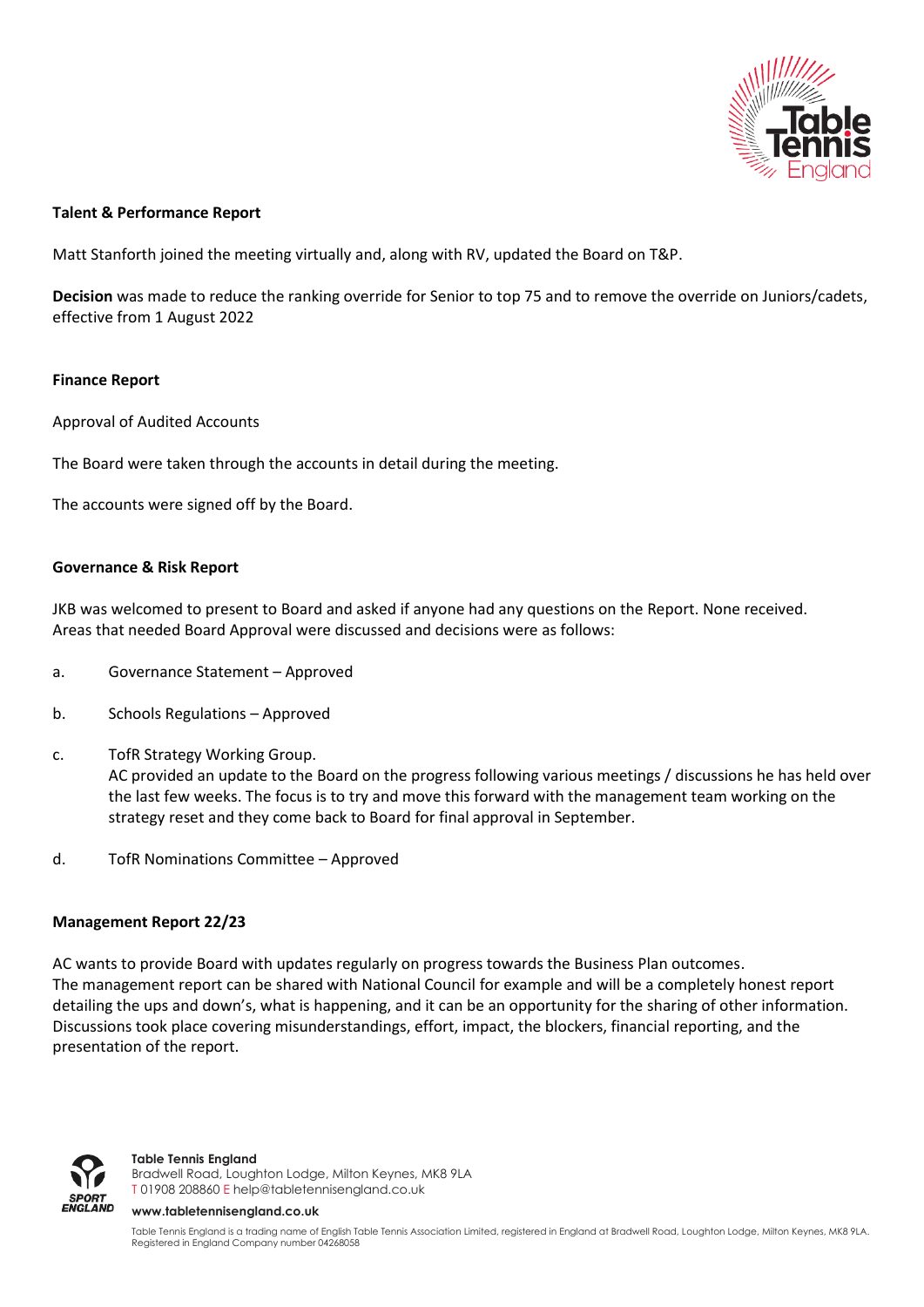**Talent & Performance Report**

Matt Stanforth joined the meeting virtually and, along with RV, updated the Board on T&P.

**Decision** was made to reduce the ranking override for Senior to top 75 and to remove the override on Juniors/cadets, effective from 1 August 2022

**Finance Report**

Approval of Audited Accounts

The Board were taken through the accounts in detail during the meeting.

The accounts were signed off by the Board.

**Governance & Risk Report**

JKB was welcomed to present to Board and asked if anyone had any questions on the Report. None received. Areas that needed Board Approval were discussed and decisions were as follows:

a. Governance Statement – Approved

b. Schools Regulations – Approved

c. TofR Strategy Working Group.
   AC provided an update to the Board on the progress following various meetings / discussions he has held over the last few weeks. The focus is to try and move this forward with the management team working on the strategy reset and they come back to Board for final approval in September.

d. TofR Nominations Committee – Approved

**Management Report 22/23**

AC wants to provide Board with updates regularly on progress towards the Business Plan outcomes.
The management report can be shared with National Council for example and will be a completely honest report detailing the ups and down's, what is happening, and it can be an opportunity for the sharing of other information. Discussions took place covering misunderstandings, effort, impact, the blockers, financial reporting, and the presentation of the report.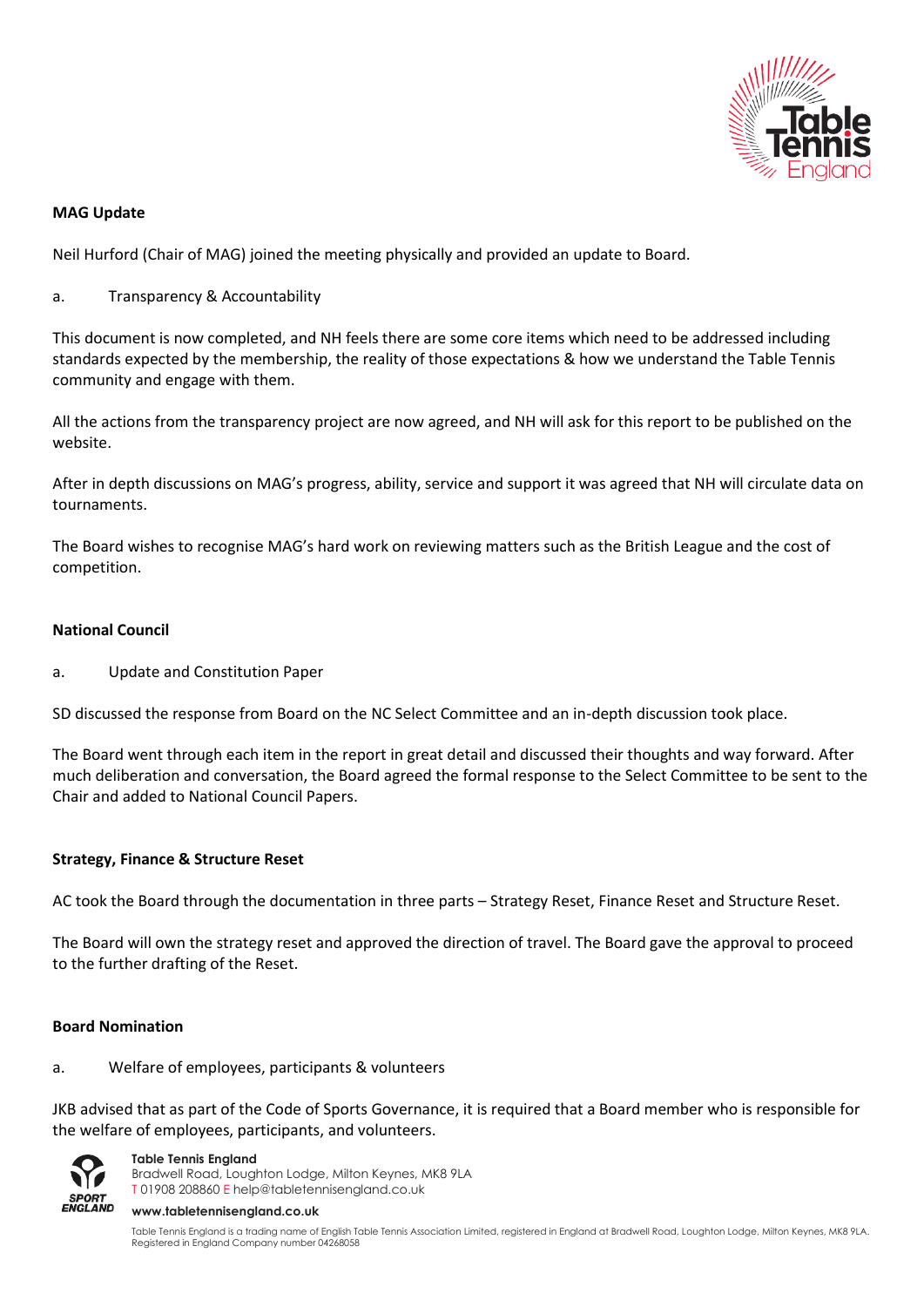**MAG Update**

Neil Hurford (Chair of MAG) joined the meeting physically and provided an update to Board.

a. Transparency & Accountability

This document is now completed, and NH feels there are some core items which need to be addressed including standards expected by the membership, the reality of those expectations & how we understand the Table Tennis community and engage with them.

All the actions from the transparency project are now agreed, and NH will ask for this report to be published on the website.

After in depth discussions on MAG's progress, ability, service and support it was agreed that NH will circulate data on tournaments.

The Board wishes to recognise MAG's hard work on reviewing matters such as the British League and the cost of competition.

**National Council**

a. Update and Constitution Paper

SD discussed the response from Board on the NC Select Committee and an in-depth discussion took place.

The Board went through each item in the report in great detail and discussed their thoughts and way forward. After much deliberation and conversation, the Board agreed the formal response to the Select Committee to be sent to the Chair and added to National Council Papers.

**Strategy, Finance & Structure Reset**

AC took the Board through the documentation in three parts – Strategy Reset, Finance Reset and Structure Reset.

The Board will own the strategy reset and approved the direction of travel. The Board gave the approval to proceed to the further drafting of the Reset.

**Board Nomination**

a. Welfare of employees, participants & volunteers

JKB advised that as part of the Code of Sports Governance, it is required that a Board member who is responsible for the welfare of employees, participants, and volunteers.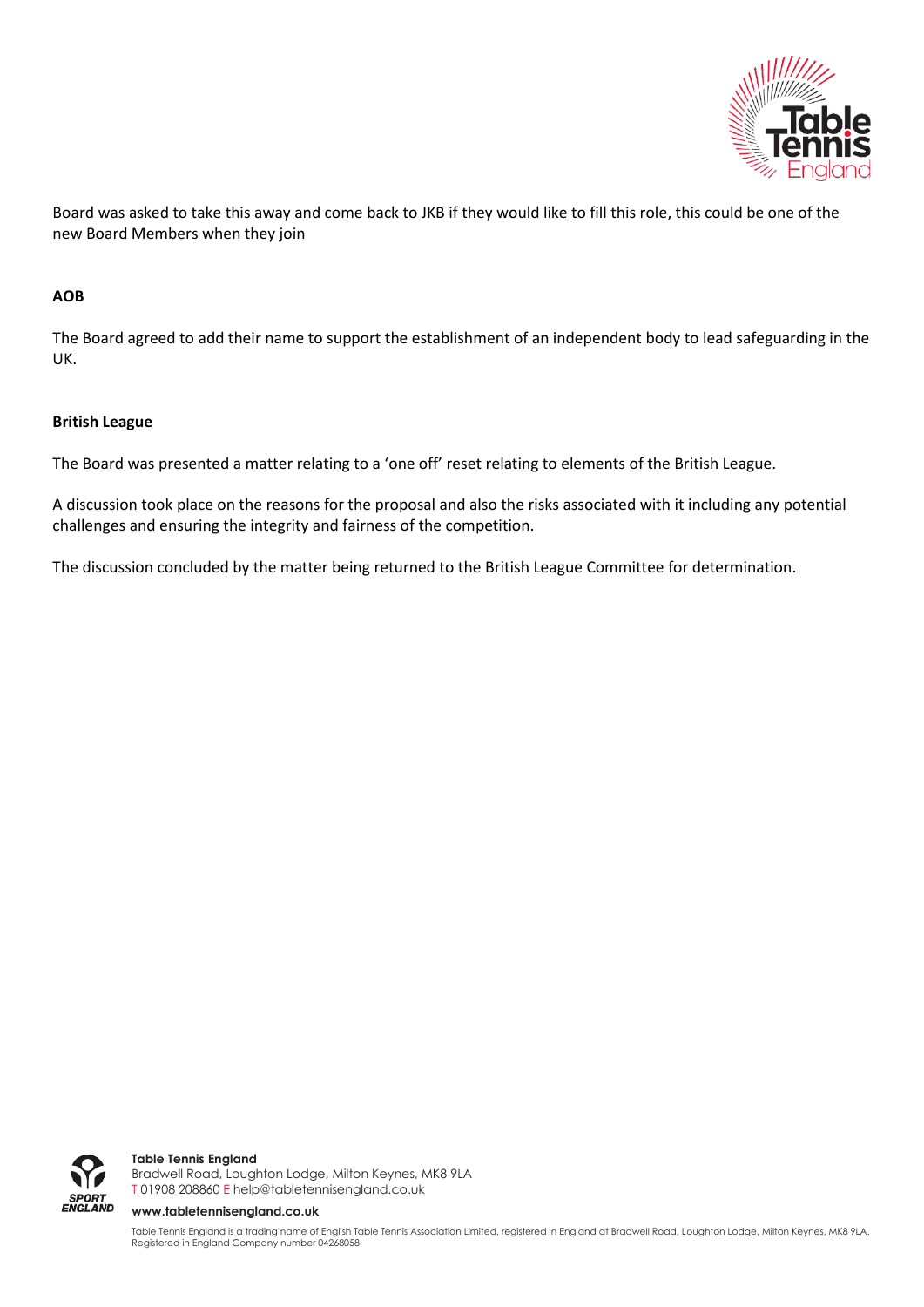Board was asked to take this away and come back to JKB if they would like to fill this role, this could be one of the new Board Members when they join

**AOB**

The Board agreed to add their name to support the establishment of an independent body to lead safeguarding in the UK.

**British League**

The Board was presented a matter relating to a 'one off' reset relating to elements of the British League.

A discussion took place on the reasons for the proposal and also the risks associated with it including any potential challenges and ensuring the integrity and fairness of the competition.

The discussion concluded by the matter being returned to the British League Committee for determination.